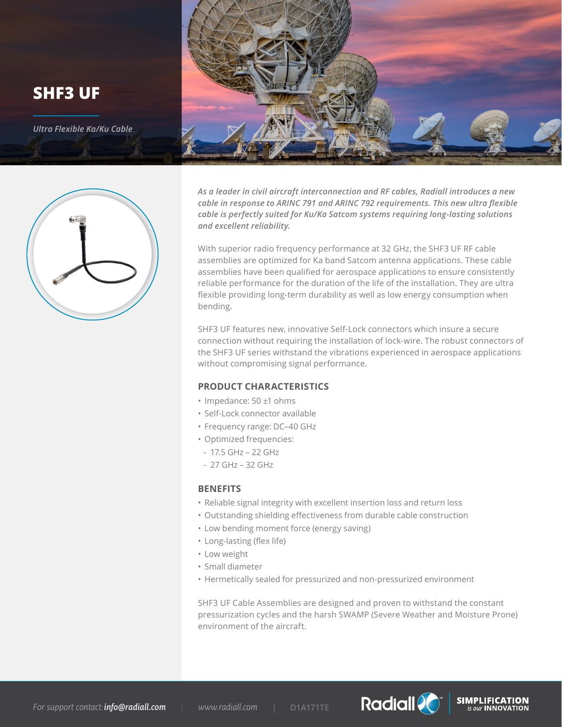# SHF3 UF

*Ultra Flexible Ka/Ku Cable*

***As a leader in civil aircraft interconnection and RF cables, Radiall introduces a new cable in response to ARINC 791 and ARINC 792 requirements. This new ultra flexible cable is perfectly suited for Ku/Ka Satcom systems requiring long-lasting solutions and excellent reliability.***

With superior radio frequency performance at 32 GHz, the SHF3 UF RF cable assemblies are optimized for Ka band Satcom antenna applications. These cable assemblies have been qualified for aerospace applications to ensure consistently reliable performance for the duration of the life of the installation. They are ultra flexible providing long-term durability as well as low energy consumption when bending.

SHF3 UF features new, innovative Self-Lock connectors which insure a secure connection without requiring the installation of lock-wire. The robust connectors of the SHF3 UF series withstand the vibrations experienced in aerospace applications without compromising signal performance.

## PRODUCT CHARACTERISTICS

- Impedance: 50 ±1 ohms
- Self-Lock connector available
- Frequency range: DC–40 GHz
- Optimized frequencies:
  - 17.5 GHz – 22 GHz
  - 27 GHz – 32 GHz

## BENEFITS

- Reliable signal integrity with excellent insertion loss and return loss
- Outstanding shielding effectiveness from durable cable construction
- Low bending moment force (energy saving)
- Long-lasting (flex life)
- Low weight
- Small diameter
- Hermetically sealed for pressurized and non-pressurized environment

SHF3 UF Cable Assemblies are designed and proven to withstand the constant pressurization cycles and the harsh SWAMP (Severe Weather and Moisture Prone) environment of the aircraft.

*For support contact:* ***info@radiall.com*** | *www.radiall.com* | D1A171TE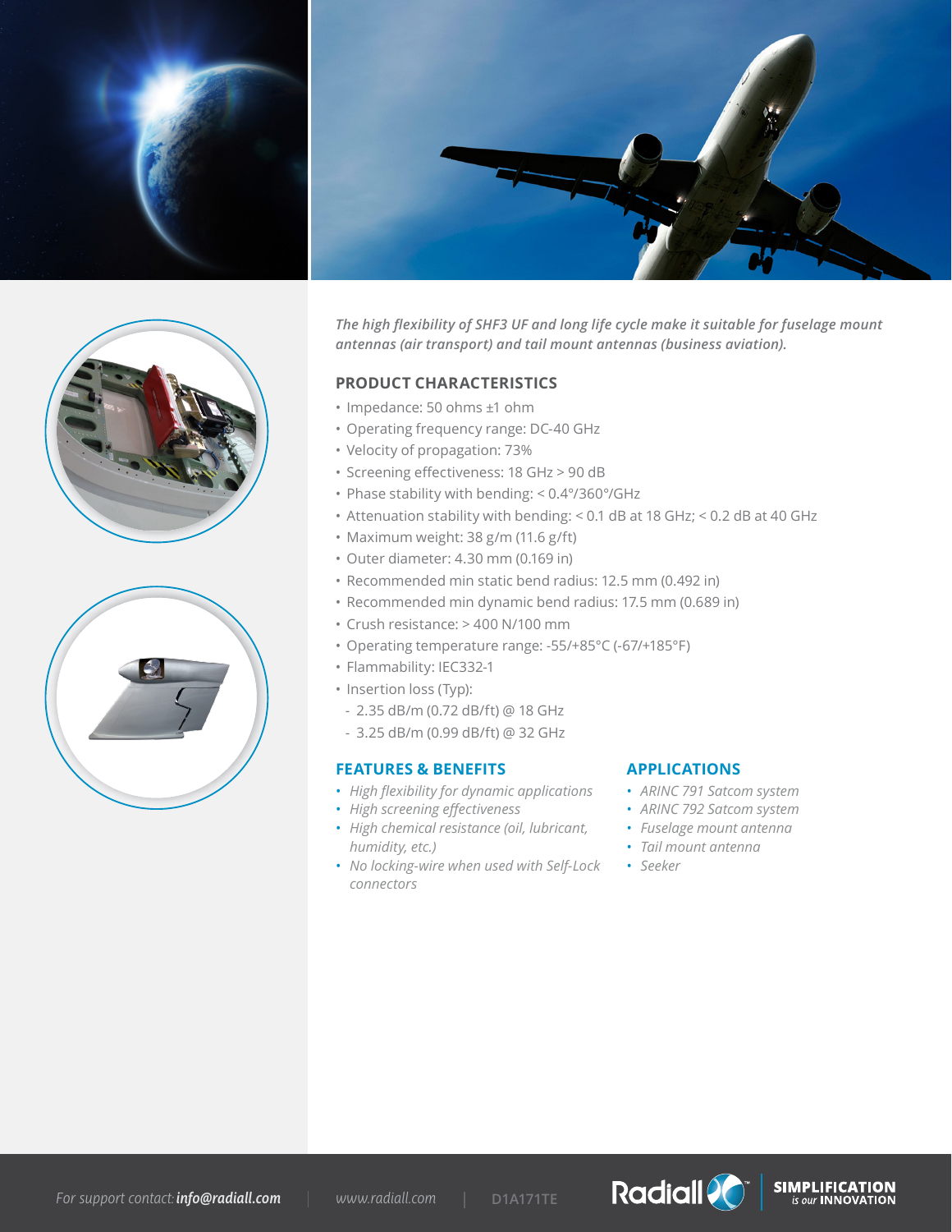*The high flexibility of SHF3 UF and long life cycle make it suitable for fuselage mount antennas (air transport) and tail mount antennas (business aviation).*

## PRODUCT CHARACTERISTICS

- Impedance: 50 ohms ±1 ohm
- Operating frequency range: DC-40 GHz
- Velocity of propagation: 73%
- Screening effectiveness: 18 GHz > 90 dB
- Phase stability with bending: < 0.4°/360°/GHz
- Attenuation stability with bending: < 0.1 dB at 18 GHz; < 0.2 dB at 40 GHz
- Maximum weight: 38 g/m (11.6 g/ft)
- Outer diameter: 4.30 mm (0.169 in)
- Recommended min static bend radius: 12.5 mm (0.492 in)
- Recommended min dynamic bend radius: 17.5 mm (0.689 in)
- Crush resistance: > 400 N/100 mm
- Operating temperature range: -55/+85°C (-67/+185°F)
- Flammability: IEC332-1
- Insertion loss (Typ):
  - 2.35 dB/m (0.72 dB/ft) @ 18 GHz
  - 3.25 dB/m (0.99 dB/ft) @ 32 GHz

## FEATURES & BENEFITS

- *High flexibility for dynamic applications*
- *High screening effectiveness*
- *High chemical resistance (oil, lubricant, humidity, etc.)*
- *No locking-wire when used with Self-Lock connectors*

## APPLICATIONS

- *ARINC 791 Satcom system*
- *ARINC 792 Satcom system*
- *Fuselage mount antenna*
- *Tail mount antenna*
- *Seeker*

*For support contact:* ***info@radiall.com*** | *www.radiall.com* | D1A171TE

Radiall — SIMPLIFICATION *is our* INNOVATION